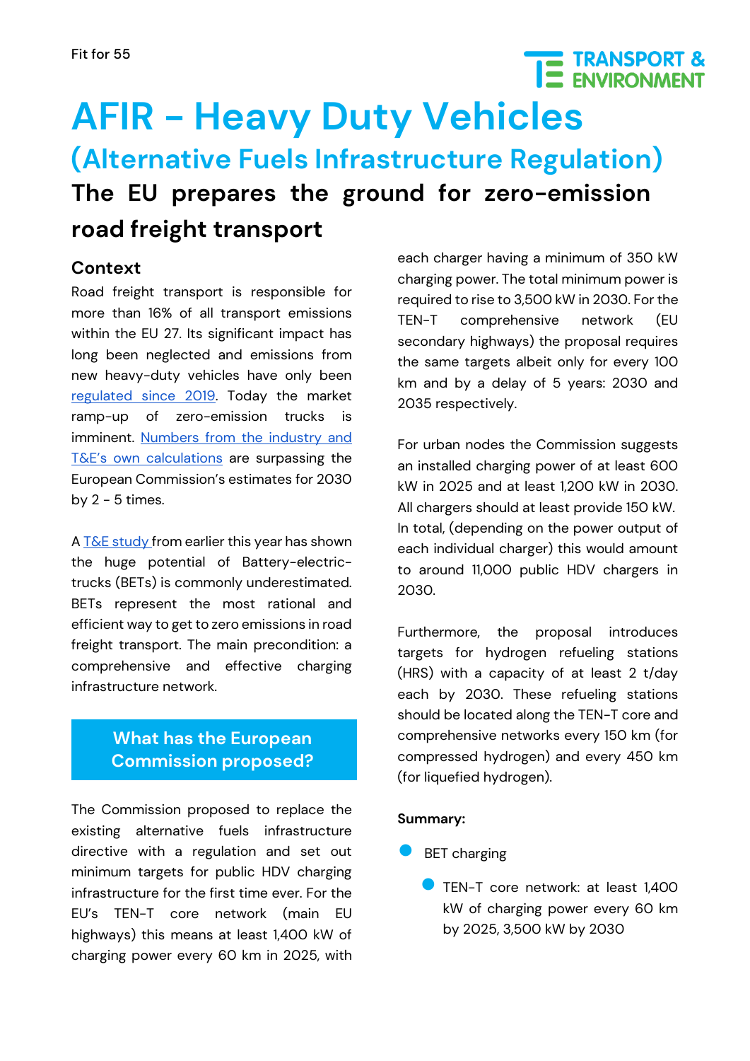Fit for 55

# AFIR - Heavy Duty Vehicles

## (Alternative Fuels Infrastructure Regulation)

**The EU prepares the ground for zero-emission road freight transport**

### Context

Road freight transport is responsible for more than 16% of all transport emissions within the EU 27. Its significant impact has long been neglected and emissions from new heavy-duty vehicles have only been regulated since 2019. Today the market ramp-up of zero-emission trucks is imminent. Numbers from the industry and T&E's own calculations are surpassing the European Commission's estimates for 2030 by 2 - 5 times.

A T&E study from earlier this year has shown the huge potential of Battery-electric-trucks (BETs) is commonly underestimated. BETs represent the most rational and efficient way to get to zero emissions in road freight transport. The main precondition: a comprehensive and effective charging infrastructure network.

### What has the European Commission proposed?

The Commission proposed to replace the existing alternative fuels infrastructure directive with a regulation and set out minimum targets for public HDV charging infrastructure for the first time ever. For the EU's TEN-T core network (main EU highways) this means at least 1,400 kW of charging power every 60 km in 2025, with each charger having a minimum of 350 kW charging power. The total minimum power is required to rise to 3,500 kW in 2030. For the TEN-T comprehensive network (EU secondary highways) the proposal requires the same targets albeit only for every 100 km and by a delay of 5 years: 2030 and 2035 respectively.

For urban nodes the Commission suggests an installed charging power of at least 600 kW in 2025 and at least 1,200 kW in 2030. All chargers should at least provide 150 kW. In total, (depending on the power output of each individual charger) this would amount to around 11,000 public HDV chargers in 2030.

Furthermore, the proposal introduces targets for hydrogen refueling stations (HRS) with a capacity of at least 2 t/day each by 2030. These refueling stations should be located along the TEN-T core and comprehensive networks every 150 km (for compressed hydrogen) and every 450 km (for liquefied hydrogen).

**Summary:**

- BET charging
  - TEN-T core network: at least 1,400 kW of charging power every 60 km by 2025, 3,500 kW by 2030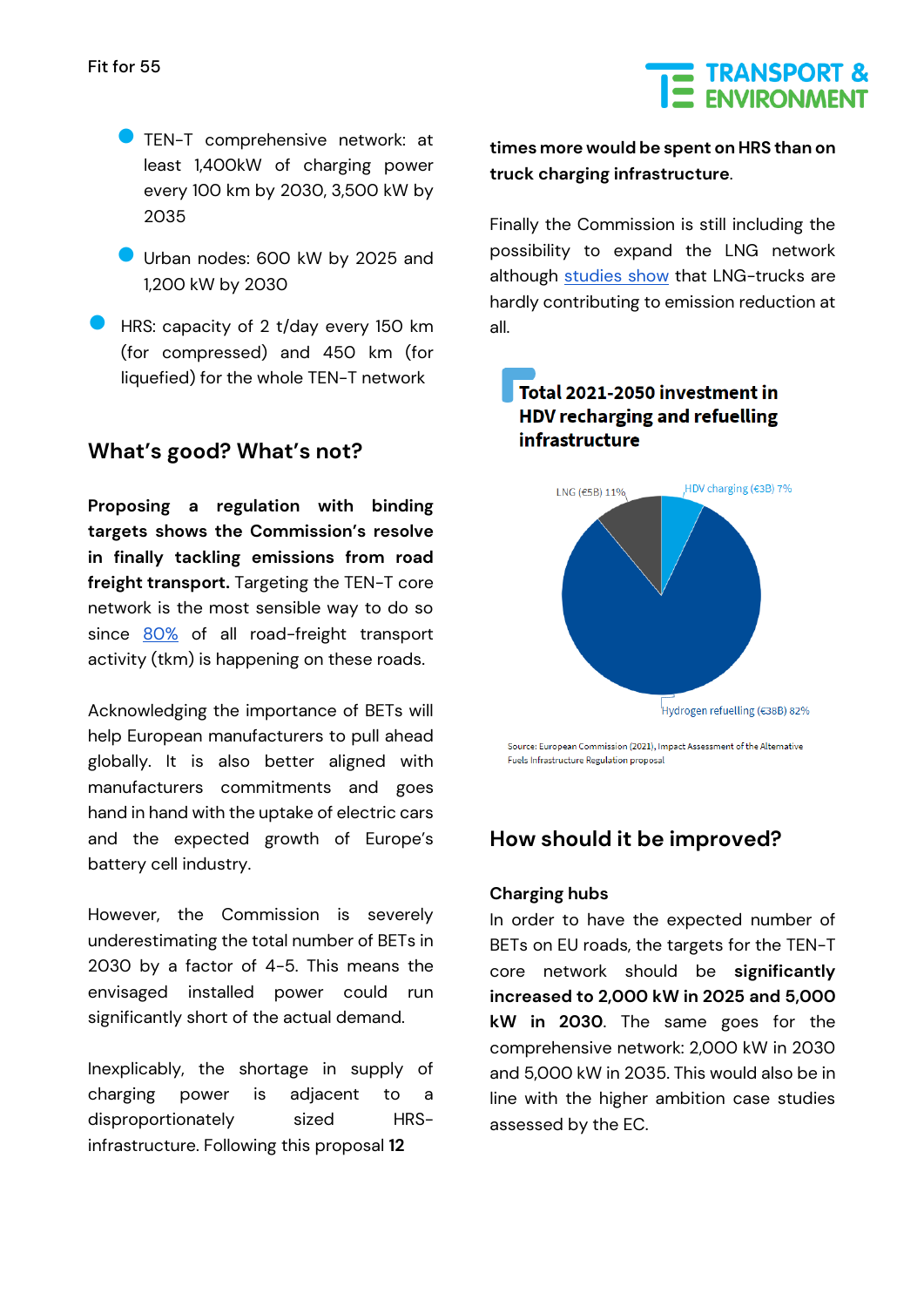- TEN-T comprehensive network: at least 1,400kW of charging power every 100 km by 2030, 3,500 kW by 2035
  - Urban nodes: 600 kW by 2025 and 1,200 kW by 2030
- HRS: capacity of 2 t/day every 150 km (for compressed) and 450 km (for liquefied) for the whole TEN-T network

## What's good? What's not?

**Proposing a regulation with binding targets shows the Commission's resolve in finally tackling emissions from road freight transport.** Targeting the TEN-T core network is the most sensible way to do so since 80% of all road-freight transport activity (tkm) is happening on these roads.

Acknowledging the importance of BETs will help European manufacturers to pull ahead globally. It is also better aligned with manufacturers commitments and goes hand in hand with the uptake of electric cars and the expected growth of Europe's battery cell industry.

However, the Commission is severely underestimating the total number of BETs in 2030 by a factor of 4-5. This means the envisaged installed power could run significantly short of the actual demand.

Inexplicably, the shortage in supply of charging power is adjacent to a disproportionately sized HRS-infrastructure. Following this proposal **12 times more would be spent on HRS than on truck charging infrastructure**.

Finally the Commission is still including the possibility to expand the LNG network although studies show that LNG-trucks are hardly contributing to emission reduction at all.

**Total 2021-2050 investment in HDV recharging and refuelling infrastructure**

| Category | Investment | Share |
|---|---|---|
| Hydrogen refuelling | €38B | 82% |
| LNG | €5B | 11% |
| HDV charging | €3B | 7% |

Source: European Commission (2021), Impact Assessment of the Alternative Fuels Infrastructure Regulation proposal

## How should it be improved?

**Charging hubs**

In order to have the expected number of BETs on EU roads, the targets for the TEN-T core network should be **significantly increased to 2,000 kW in 2025 and 5,000 kW in 2030**. The same goes for the comprehensive network: 2,000 kW in 2030 and 5,000 kW in 2035. This would also be in line with the higher ambition case studies assessed by the EC.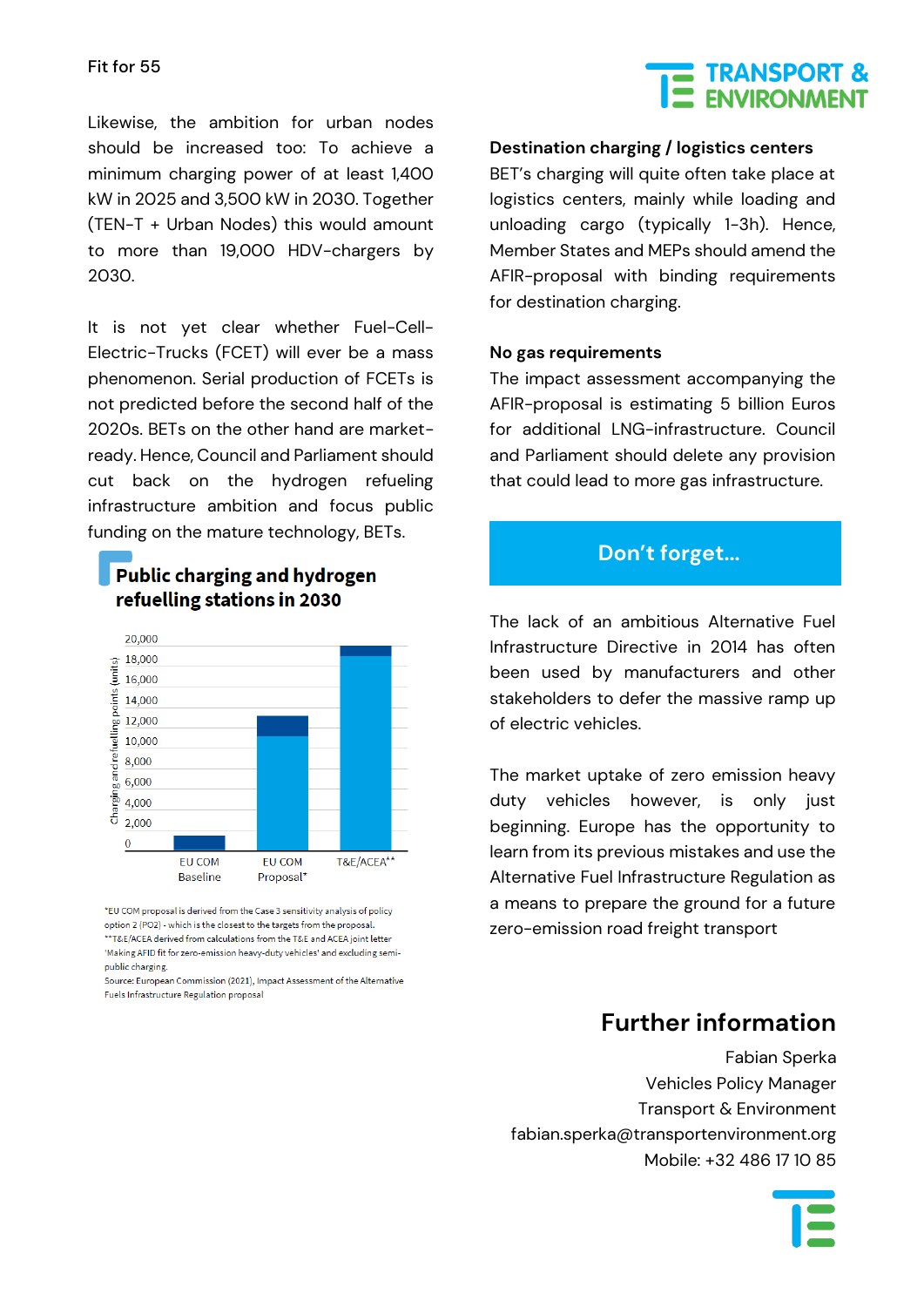Likewise, the ambition for urban nodes should be increased too: To achieve a minimum charging power of at least 1,400 kW in 2025 and 3,500 kW in 2030. Together (TEN-T + Urban Nodes) this would amount to more than 19,000 HDV-chargers by 2030.

It is not yet clear whether Fuel-Cell-Electric-Trucks (FCET) will ever be a mass phenomenon. Serial production of FCETs is not predicted before the second half of the 2020s. BETs on the other hand are market-ready. Hence, Council and Parliament should cut back on the hydrogen refueling infrastructure ambition and focus public funding on the mature technology, BETs.

### Public charging and hydrogen refuelling stations in 2030

Charging and refuelling points (units)

20,000
18,000
16,000
14,000
12,000
10,000
8,000
6,000
4,000
2,000
0

EU COM Baseline
EU COM Proposal*
T&E/ACEA**

*EU COM proposal is derived from the Case 3 sensitivity analysis of policy option 2 (PO2) - which is the closest to the targets from the proposal.
**T&E/ACEA derived from calculations from the T&E and ACEA joint letter 'Making AFID fit for zero-emission heavy-duty vehicles' and excluding semi-public charging.
Source: European Commission (2021), Impact Assessment of the Alternative Fuels Infrastructure Regulation proposal

**Destination charging / logistics centers**

BET's charging will quite often take place at logistics centers, mainly while loading and unloading cargo (typically 1-3h). Hence, Member States and MEPs should amend the AFIR-proposal with binding requirements for destination charging.

**No gas requirements**

The impact assessment accompanying the AFIR-proposal is estimating 5 billion Euros for additional LNG-infrastructure. Council and Parliament should delete any provision that could lead to more gas infrastructure.

## Don't forget...

The lack of an ambitious Alternative Fuel Infrastructure Directive in 2014 has often been used by manufacturers and other stakeholders to defer the massive ramp up of electric vehicles.

The market uptake of zero emission heavy duty vehicles however, is only just beginning. Europe has the opportunity to learn from its previous mistakes and use the Alternative Fuel Infrastructure Regulation as a means to prepare the ground for a future zero-emission road freight transport

## Further information

Fabian Sperka
Vehicles Policy Manager
Transport & Environment
fabian.sperka@transportenvironment.org
Mobile: +32 486 17 10 85